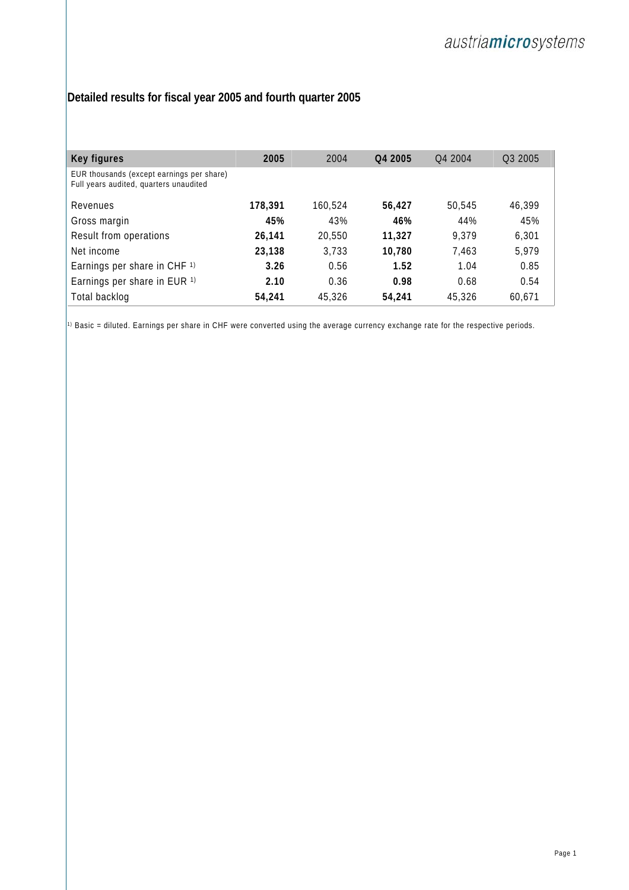## Detailed results for fiscal year 2005 and fourth quarter 2005

| Key figures | 2005 | 2004 | Q4 2005 | Q4 2004 | Q3 2005 |
|---|---|---|---|---|---|
| EUR thousands (except earnings per share)<br>Full years audited, quarters unaudited | | | | | |
| Revenues | **178,391** | 160,524 | **56,427** | 50,545 | 46,399 |
| Gross margin | **45%** | 43% | **46%** | 44% | 45% |
| Result from operations | **26,141** | 20,550 | **11,327** | 9,379 | 6,301 |
| Net income | **23,138** | 3,733 | **10,780** | 7,463 | 5,979 |
| Earnings per share in CHF [1)] | **3.26** | 0.56 | **1.52** | 1.04 | 0.85 |
| Earnings per share in EUR [1)] | **2.10** | 0.36 | **0.98** | 0.68 | 0.54 |
| Total backlog | **54,241** | 45,326 | **54,241** | 45,326 | 60,671 |

[1)] Basic = diluted. Earnings per share in CHF were converted using the average currency exchange rate for the respective periods.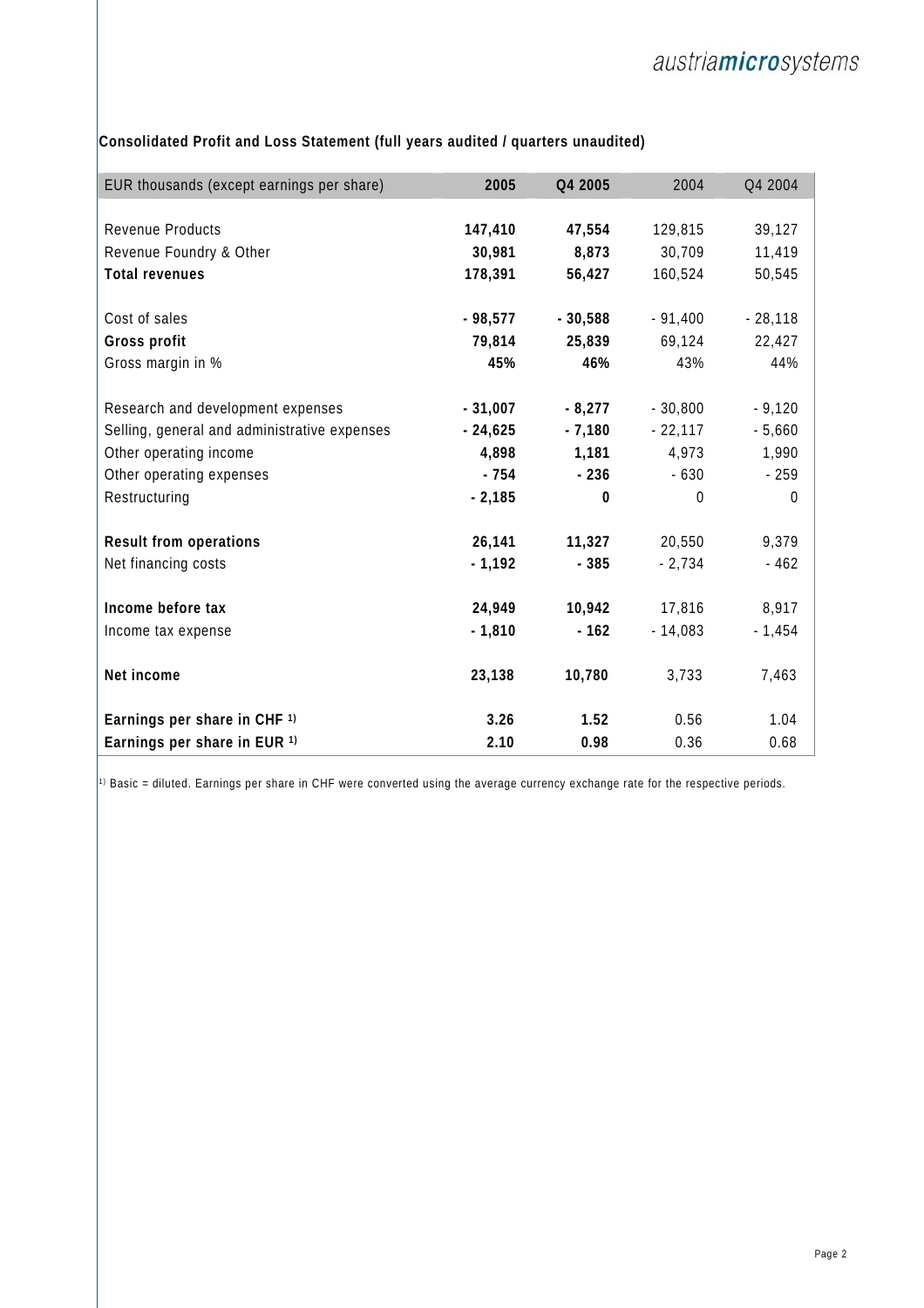**Consolidated Profit and Loss Statement (full years audited / quarters unaudited)**

| EUR thousands (except earnings per share) | 2005 | Q4 2005 | 2004 | Q4 2004 |
|---|---|---|---|---|
| Revenue Products | **147,410** | **47,554** | 129,815 | 39,127 |
| Revenue Foundry & Other | **30,981** | **8,873** | 30,709 | 11,419 |
| **Total revenues** | **178,391** | **56,427** | 160,524 | 50,545 |
| Cost of sales | **- 98,577** | **- 30,588** | - 91,400 | - 28,118 |
| **Gross profit** | **79,814** | **25,839** | 69,124 | 22,427 |
| Gross margin in % | **45%** | **46%** | 43% | 44% |
| Research and development expenses | **- 31,007** | **- 8,277** | - 30,800 | - 9,120 |
| Selling, general and administrative expenses | **- 24,625** | **- 7,180** | - 22,117 | - 5,660 |
| Other operating income | **4,898** | **1,181** | 4,973 | 1,990 |
| Other operating expenses | **- 754** | **- 236** | - 630 | - 259 |
| Restructuring | **- 2,185** | **0** | 0 | 0 |
| **Result from operations** | **26,141** | **11,327** | 20,550 | 9,379 |
| Net financing costs | **- 1,192** | **- 385** | - 2,734 | - 462 |
| **Income before tax** | **24,949** | **10,942** | 17,816 | 8,917 |
| Income tax expense | **- 1,810** | **- 162** | - 14,083 | - 1,454 |
| **Net income** | **23,138** | **10,780** | 3,733 | 7,463 |
| **Earnings per share in CHF [1)]** | **3.26** | **1.52** | 0.56 | 1.04 |
| **Earnings per share in EUR [1)]** | **2.10** | **0.98** | 0.36 | 0.68 |

[1)] Basic = diluted. Earnings per share in CHF were converted using the average currency exchange rate for the respective periods.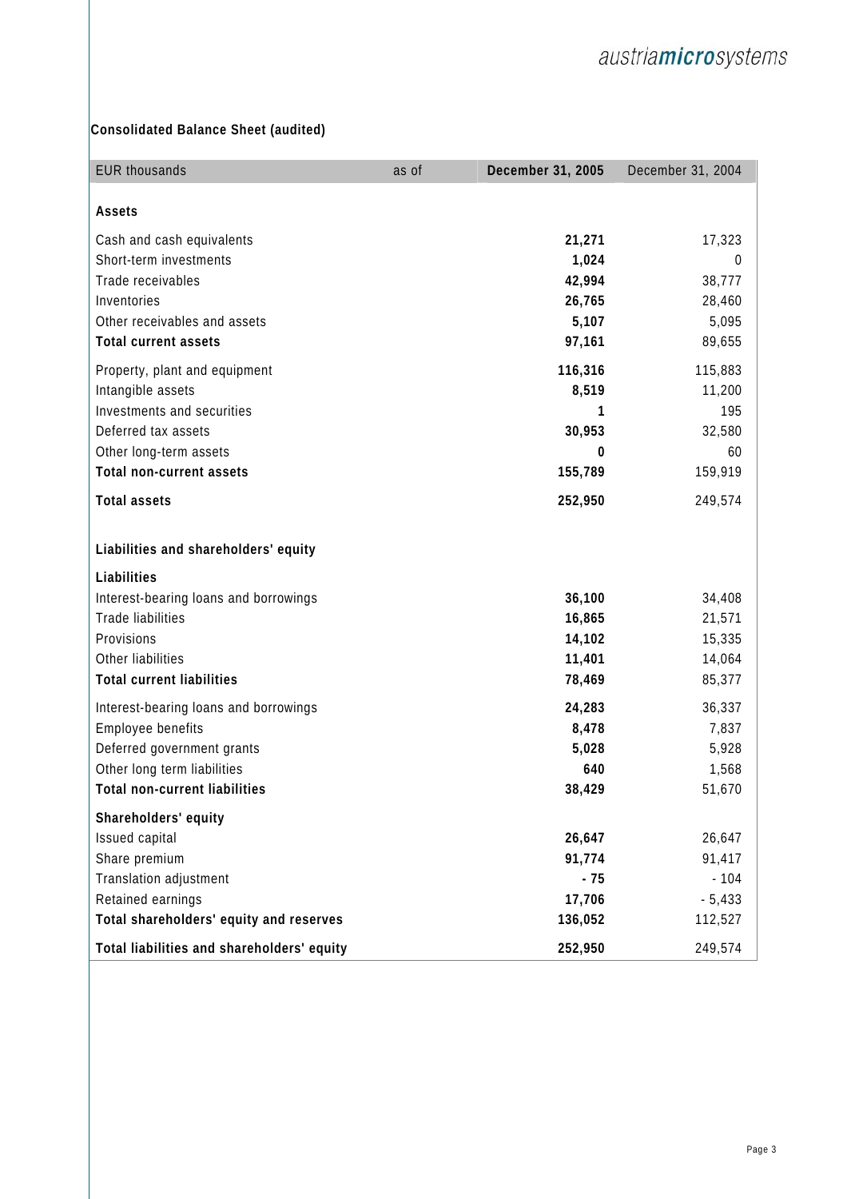## Consolidated Balance Sheet (audited)

| EUR thousands | as of | **December 31, 2005** | December 31, 2004 |
|---|---|---|---|
| **Assets** | | | |
| Cash and cash equivalents | | **21,271** | 17,323 |
| Short-term investments | | **1,024** | 0 |
| Trade receivables | | **42,994** | 38,777 |
| Inventories | | **26,765** | 28,460 |
| Other receivables and assets | | **5,107** | 5,095 |
| **Total current assets** | | **97,161** | 89,655 |
| Property, plant and equipment | | **116,316** | 115,883 |
| Intangible assets | | **8,519** | 11,200 |
| Investments and securities | | **1** | 195 |
| Deferred tax assets | | **30,953** | 32,580 |
| Other long-term assets | | **0** | 60 |
| **Total non-current assets** | | **155,789** | 159,919 |
| **Total assets** | | **252,950** | 249,574 |
| **Liabilities and shareholders' equity** | | | |
| **Liabilities** | | | |
| Interest-bearing loans and borrowings | | **36,100** | 34,408 |
| Trade liabilities | | **16,865** | 21,571 |
| Provisions | | **14,102** | 15,335 |
| Other liabilities | | **11,401** | 14,064 |
| **Total current liabilities** | | **78,469** | 85,377 |
| Interest-bearing loans and borrowings | | **24,283** | 36,337 |
| Employee benefits | | **8,478** | 7,837 |
| Deferred government grants | | **5,028** | 5,928 |
| Other long term liabilities | | **640** | 1,568 |
| **Total non-current liabilities** | | **38,429** | 51,670 |
| **Shareholders' equity** | | | |
| Issued capital | | **26,647** | 26,647 |
| Share premium | | **91,774** | 91,417 |
| Translation adjustment | | **- 75** | - 104 |
| Retained earnings | | **17,706** | - 5,433 |
| **Total shareholders' equity and reserves** | | **136,052** | 112,527 |
| **Total liabilities and shareholders' equity** | | **252,950** | 249,574 |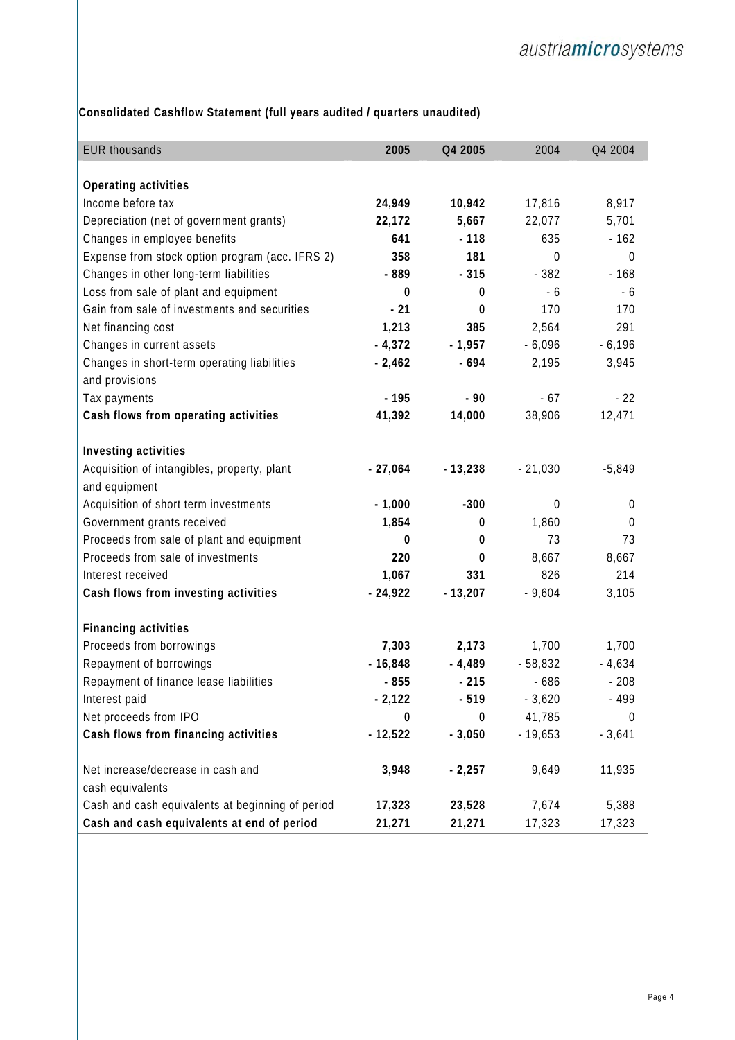## Consolidated Cashflow Statement (full years audited / quarters unaudited)

| EUR thousands | 2005 | Q4 2005 | 2004 | Q4 2004 |
|---|---|---|---|---|
| **Operating activities** | | | | |
| Income before tax | **24,949** | **10,942** | 17,816 | 8,917 |
| Depreciation (net of government grants) | **22,172** | **5,667** | 22,077 | 5,701 |
| Changes in employee benefits | **641** | **- 118** | 635 | - 162 |
| Expense from stock option program (acc. IFRS 2) | **358** | **181** | 0 | 0 |
| Changes in other long-term liabilities | **- 889** | **- 315** | - 382 | - 168 |
| Loss from sale of plant and equipment | **0** | **0** | - 6 | - 6 |
| Gain from sale of investments and securities | **- 21** | **0** | 170 | 170 |
| Net financing cost | **1,213** | **385** | 2,564 | 291 |
| Changes in current assets | **- 4,372** | **- 1,957** | - 6,096 | - 6,196 |
| Changes in short-term operating liabilities and provisions | **- 2,462** | **- 694** | 2,195 | 3,945 |
| Tax payments | **- 195** | **- 90** | - 67 | - 22 |
| **Cash flows from operating activities** | **41,392** | **14,000** | 38,906 | 12,471 |
| **Investing activities** | | | | |
| Acquisition of intangibles, property, plant and equipment | **- 27,064** | **- 13,238** | - 21,030 | -5,849 |
| Acquisition of short term investments | **- 1,000** | **-300** | 0 | 0 |
| Government grants received | **1,854** | **0** | 1,860 | 0 |
| Proceeds from sale of plant and equipment | **0** | **0** | 73 | 73 |
| Proceeds from sale of investments | **220** | **0** | 8,667 | 8,667 |
| Interest received | **1,067** | **331** | 826 | 214 |
| **Cash flows from investing activities** | **- 24,922** | **- 13,207** | - 9,604 | 3,105 |
| **Financing activities** | | | | |
| Proceeds from borrowings | **7,303** | **2,173** | 1,700 | 1,700 |
| Repayment of borrowings | **- 16,848** | **- 4,489** | - 58,832 | - 4,634 |
| Repayment of finance lease liabilities | **- 855** | **- 215** | - 686 | - 208 |
| Interest paid | **- 2,122** | **- 519** | - 3,620 | - 499 |
| Net proceeds from IPO | **0** | **0** | 41,785 | 0 |
| **Cash flows from financing activities** | **- 12,522** | **- 3,050** | - 19,653 | - 3,641 |
| Net increase/decrease in cash and cash equivalents | **3,948** | **- 2,257** | 9,649 | 11,935 |
| Cash and cash equivalents at beginning of period | **17,323** | **23,528** | 7,674 | 5,388 |
| **Cash and cash equivalents at end of period** | **21,271** | **21,271** | 17,323 | 17,323 |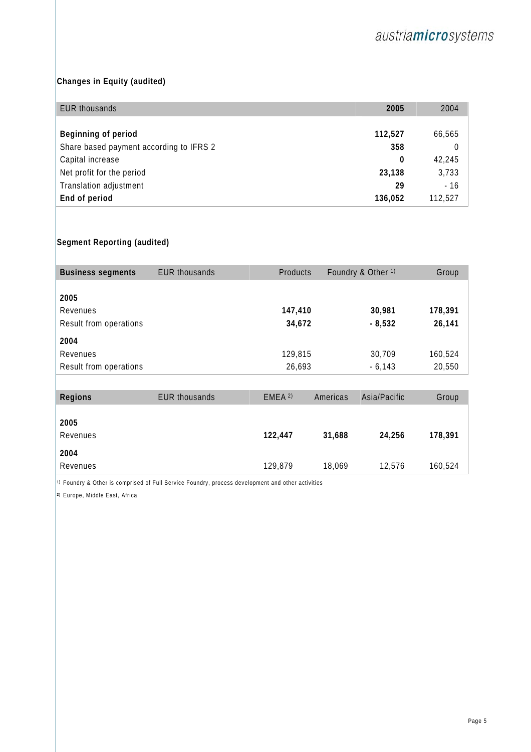## Changes in Equity (audited)

| EUR thousands | **2005** | 2004 |
|---|---|---|
| **Beginning of period** | **112,527** | 66,565 |
| Share based payment according to IFRS 2 | **358** | 0 |
| Capital increase | **0** | 42,245 |
| Net profit for the period | **23,138** | 3,733 |
| Translation adjustment | **29** | - 16 |
| **End of period** | **136,052** | 112,527 |

## Segment Reporting (audited)

| **Business segments** | EUR thousands | Products | Foundry & Other [1] | Group |
|---|---|---|---|---|
| **2005** | | | | |
| Revenues | | **147,410** | **30,981** | **178,391** |
| Result from operations | | **34,672** | **- 8,532** | **26,141** |
| **2004** | | | | |
| Revenues | | 129,815 | 30,709 | 160,524 |
| Result from operations | | 26,693 | - 6,143 | 20,550 |

| **Regions** | EUR thousands | EMEA [2] | Americas | Asia/Pacific | Group |
|---|---|---|---|---|---|
| **2005** | | | | | |
| Revenues | | **122,447** | **31,688** | **24,256** | **178,391** |
| **2004** | | | | | |
| Revenues | | 129,879 | 18,069 | 12,576 | 160,524 |

[1] Foundry & Other is comprised of Full Service Foundry, process development and other activities

[2] Europe, Middle East, Africa